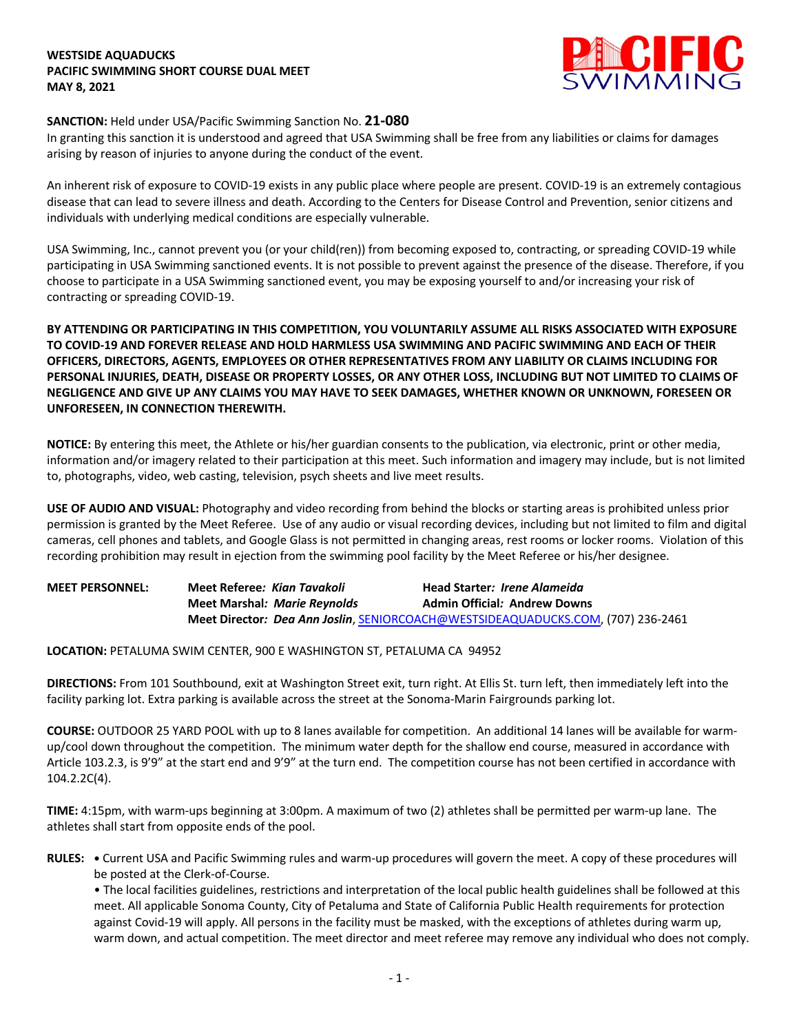**WESTSIDE AQUADUCKS**
**PACIFIC SWIMMING SHORT COURSE DUAL MEET**
**MAY 8, 2021**

**SANCTION:** Held under USA/Pacific Swimming Sanction No. **21-080**
In granting this sanction it is understood and agreed that USA Swimming shall be free from any liabilities or claims for damages arising by reason of injuries to anyone during the conduct of the event.

An inherent risk of exposure to COVID-19 exists in any public place where people are present. COVID-19 is an extremely contagious disease that can lead to severe illness and death. According to the Centers for Disease Control and Prevention, senior citizens and individuals with underlying medical conditions are especially vulnerable.

USA Swimming, Inc., cannot prevent you (or your child(ren)) from becoming exposed to, contracting, or spreading COVID-19 while participating in USA Swimming sanctioned events. It is not possible to prevent against the presence of the disease. Therefore, if you choose to participate in a USA Swimming sanctioned event, you may be exposing yourself to and/or increasing your risk of contracting or spreading COVID-19.

**BY ATTENDING OR PARTICIPATING IN THIS COMPETITION, YOU VOLUNTARILY ASSUME ALL RISKS ASSOCIATED WITH EXPOSURE TO COVID-19 AND FOREVER RELEASE AND HOLD HARMLESS USA SWIMMING AND PACIFIC SWIMMING AND EACH OF THEIR OFFICERS, DIRECTORS, AGENTS, EMPLOYEES OR OTHER REPRESENTATIVES FROM ANY LIABILITY OR CLAIMS INCLUDING FOR PERSONAL INJURIES, DEATH, DISEASE OR PROPERTY LOSSES, OR ANY OTHER LOSS, INCLUDING BUT NOT LIMITED TO CLAIMS OF NEGLIGENCE AND GIVE UP ANY CLAIMS YOU MAY HAVE TO SEEK DAMAGES, WHETHER KNOWN OR UNKNOWN, FORESEEN OR UNFORESEEN, IN CONNECTION THEREWITH.**

**NOTICE:** By entering this meet, the Athlete or his/her guardian consents to the publication, via electronic, print or other media, information and/or imagery related to their participation at this meet. Such information and imagery may include, but is not limited to, photographs, video, web casting, television, psych sheets and live meet results.

**USE OF AUDIO AND VISUAL:** Photography and video recording from behind the blocks or starting areas is prohibited unless prior permission is granted by the Meet Referee. Use of any audio or visual recording devices, including but not limited to film and digital cameras, cell phones and tablets, and Google Glass is not permitted in changing areas, rest rooms or locker rooms. Violation of this recording prohibition may result in ejection from the swimming pool facility by the Meet Referee or his/her designee.

**MEET PERSONNEL:**
**Meet Referee***: Kian Tavakoli*
**Head Starter***: Irene Alameida*
**Meet Marshal***: Marie Reynolds*
**Admin Official***:* **Andrew Downs**
**Meet Director***: Dea Ann Joslin*, SENIORCOACH@WESTSIDEAQUADUCKS.COM, (707) 236-2461

**LOCATION:** PETALUMA SWIM CENTER, 900 E WASHINGTON ST, PETALUMA CA 94952

**DIRECTIONS:** From 101 Southbound, exit at Washington Street exit, turn right. At Ellis St. turn left, then immediately left into the facility parking lot. Extra parking is available across the street at the Sonoma-Marin Fairgrounds parking lot.

**COURSE:** OUTDOOR 25 YARD POOL with up to 8 lanes available for competition. An additional 14 lanes will be available for warm-up/cool down throughout the competition. The minimum water depth for the shallow end course, measured in accordance with Article 103.2.3, is 9'9" at the start end and 9'9" at the turn end. The competition course has not been certified in accordance with 104.2.2C(4).

**TIME:** 4:15pm, with warm-ups beginning at 3:00pm. A maximum of two (2) athletes shall be permitted per warm-up lane. The athletes shall start from opposite ends of the pool.

**RULES:**
- Current USA and Pacific Swimming rules and warm-up procedures will govern the meet. A copy of these procedures will be posted at the Clerk-of-Course.
- The local facilities guidelines, restrictions and interpretation of the local public health guidelines shall be followed at this meet. All applicable Sonoma County, City of Petaluma and State of California Public Health requirements for protection against Covid-19 will apply. All persons in the facility must be masked, with the exceptions of athletes during warm up, warm down, and actual competition. The meet director and meet referee may remove any individual who does not comply.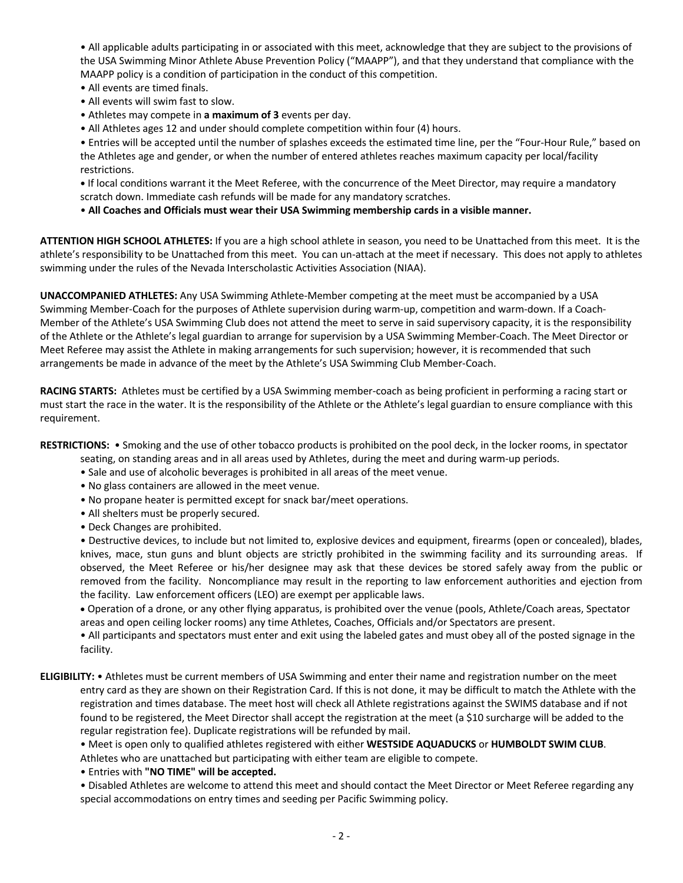- All applicable adults participating in or associated with this meet, acknowledge that they are subject to the provisions of the USA Swimming Minor Athlete Abuse Prevention Policy ("MAAPP"), and that they understand that compliance with the MAAPP policy is a condition of participation in the conduct of this competition.
- All events are timed finals.
- All events will swim fast to slow.
- Athletes may compete in **a maximum of 3** events per day.
- All Athletes ages 12 and under should complete competition within four (4) hours.
- Entries will be accepted until the number of splashes exceeds the estimated time line, per the "Four-Hour Rule," based on the Athletes age and gender, or when the number of entered athletes reaches maximum capacity per local/facility restrictions.
- If local conditions warrant it the Meet Referee, with the concurrence of the Meet Director, may require a mandatory scratch down. Immediate cash refunds will be made for any mandatory scratches.
- **All Coaches and Officials must wear their USA Swimming membership cards in a visible manner.**

**ATTENTION HIGH SCHOOL ATHLETES:** If you are a high school athlete in season, you need to be Unattached from this meet. It is the athlete's responsibility to be Unattached from this meet. You can un-attach at the meet if necessary. This does not apply to athletes swimming under the rules of the Nevada Interscholastic Activities Association (NIAA).

**UNACCOMPANIED ATHLETES:** Any USA Swimming Athlete-Member competing at the meet must be accompanied by a USA Swimming Member-Coach for the purposes of Athlete supervision during warm-up, competition and warm-down. If a Coach-Member of the Athlete's USA Swimming Club does not attend the meet to serve in said supervisory capacity, it is the responsibility of the Athlete or the Athlete's legal guardian to arrange for supervision by a USA Swimming Member-Coach. The Meet Director or Meet Referee may assist the Athlete in making arrangements for such supervision; however, it is recommended that such arrangements be made in advance of the meet by the Athlete's USA Swimming Club Member-Coach.

**RACING STARTS:** Athletes must be certified by a USA Swimming member-coach as being proficient in performing a racing start or must start the race in the water. It is the responsibility of the Athlete or the Athlete's legal guardian to ensure compliance with this requirement.

**RESTRICTIONS:**
- Smoking and the use of other tobacco products is prohibited on the pool deck, in the locker rooms, in spectator seating, on standing areas and in all areas used by Athletes, during the meet and during warm-up periods.
- Sale and use of alcoholic beverages is prohibited in all areas of the meet venue.
- No glass containers are allowed in the meet venue.
- No propane heater is permitted except for snack bar/meet operations.
- All shelters must be properly secured.
- Deck Changes are prohibited.
- Destructive devices, to include but not limited to, explosive devices and equipment, firearms (open or concealed), blades, knives, mace, stun guns and blunt objects are strictly prohibited in the swimming facility and its surrounding areas. If observed, the Meet Referee or his/her designee may ask that these devices be stored safely away from the public or removed from the facility. Noncompliance may result in the reporting to law enforcement authorities and ejection from the facility. Law enforcement officers (LEO) are exempt per applicable laws.
- Operation of a drone, or any other flying apparatus, is prohibited over the venue (pools, Athlete/Coach areas, Spectator areas and open ceiling locker rooms) any time Athletes, Coaches, Officials and/or Spectators are present.
- All participants and spectators must enter and exit using the labeled gates and must obey all of the posted signage in the facility.

**ELIGIBILITY:**
- Athletes must be current members of USA Swimming and enter their name and registration number on the meet entry card as they are shown on their Registration Card. If this is not done, it may be difficult to match the Athlete with the registration and times database. The meet host will check all Athlete registrations against the SWIMS database and if not found to be registered, the Meet Director shall accept the registration at the meet (a $10 surcharge will be added to the regular registration fee). Duplicate registrations will be refunded by mail.
- Meet is open only to qualified athletes registered with either **WESTSIDE AQUADUCKS** or **HUMBOLDT SWIM CLUB**. Athletes who are unattached but participating with either team are eligible to compete.
- Entries with **"NO TIME" will be accepted.**
- Disabled Athletes are welcome to attend this meet and should contact the Meet Director or Meet Referee regarding any special accommodations on entry times and seeding per Pacific Swimming policy.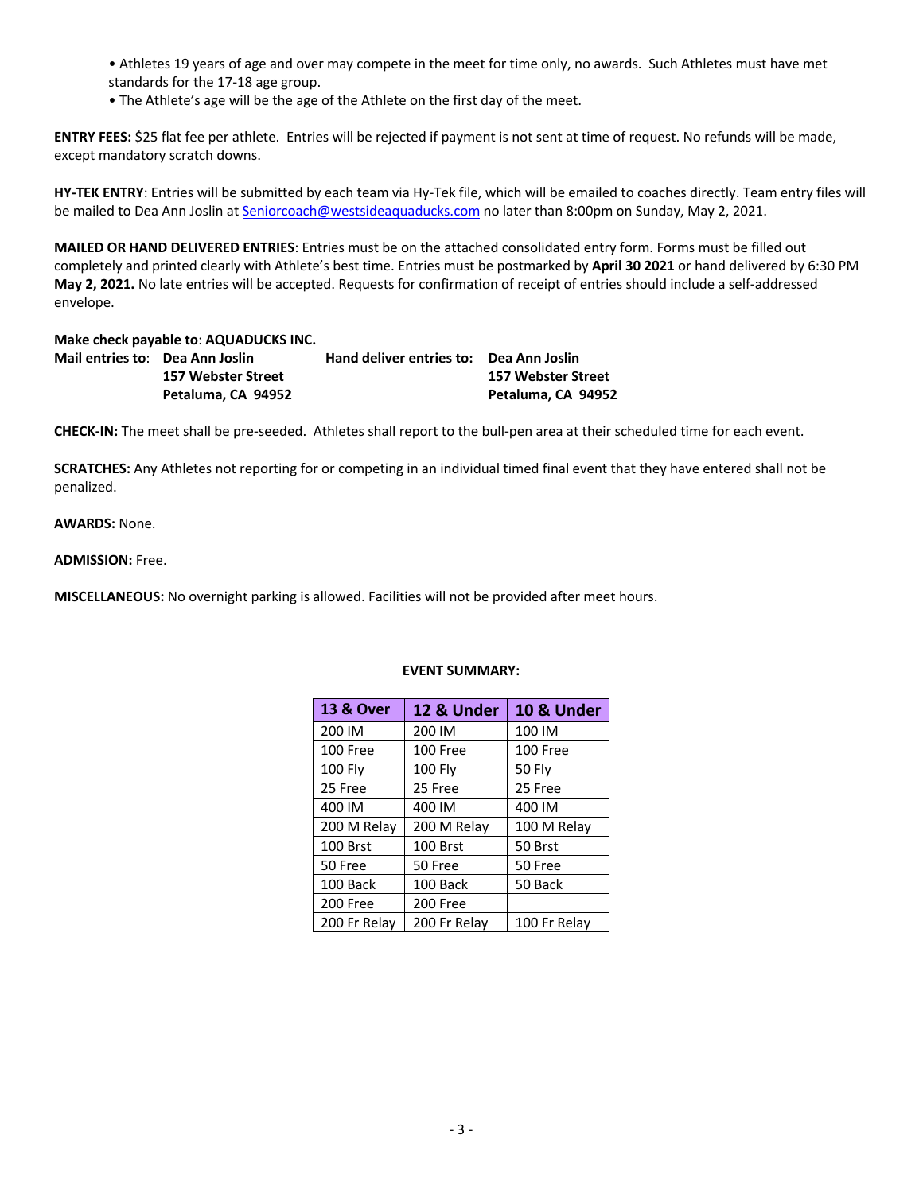- Athletes 19 years of age and over may compete in the meet for time only, no awards. Such Athletes must have met standards for the 17-18 age group.
- The Athlete's age will be the age of the Athlete on the first day of the meet.

**ENTRY FEES:** $25 flat fee per athlete. Entries will be rejected if payment is not sent at time of request. No refunds will be made, except mandatory scratch downs.

**HY-TEK ENTRY**: Entries will be submitted by each team via Hy-Tek file, which will be emailed to coaches directly. Team entry files will be mailed to Dea Ann Joslin at Seniorcoach@westsideaquaducks.com no later than 8:00pm on Sunday, May 2, 2021.

**MAILED OR HAND DELIVERED ENTRIES**: Entries must be on the attached consolidated entry form. Forms must be filled out completely and printed clearly with Athlete's best time. Entries must be postmarked by **April 30 2021** or hand delivered by 6:30 PM **May 2, 2021.** No late entries will be accepted. Requests for confirmation of receipt of entries should include a self-addressed envelope.

**Make check payable to**: **AQUADUCKS INC.**

**Mail entries to**: **Dea Ann Joslin**
**157 Webster Street**
**Petaluma, CA 94952**

**Hand deliver entries to: Dea Ann Joslin**
**157 Webster Street**
**Petaluma, CA 94952**

**CHECK-IN:** The meet shall be pre-seeded. Athletes shall report to the bull-pen area at their scheduled time for each event.

**SCRATCHES:** Any Athletes not reporting for or competing in an individual timed final event that they have entered shall not be penalized.

**AWARDS:** None.

**ADMISSION:** Free.

**MISCELLANEOUS:** No overnight parking is allowed. Facilities will not be provided after meet hours.

**EVENT SUMMARY:**

| 13 & Over | 12 & Under | 10 & Under |
|---|---|---|
| 200 IM | 200 IM | 100 IM |
| 100 Free | 100 Free | 100 Free |
| 100 Fly | 100 Fly | 50 Fly |
| 25 Free | 25 Free | 25 Free |
| 400 IM | 400 IM | 400 IM |
| 200 M Relay | 200 M Relay | 100 M Relay |
| 100 Brst | 100 Brst | 50 Brst |
| 50 Free | 50 Free | 50 Free |
| 100 Back | 100 Back | 50 Back |
| 200 Free | 200 Free | |
| 200 Fr Relay | 200 Fr Relay | 100 Fr Relay |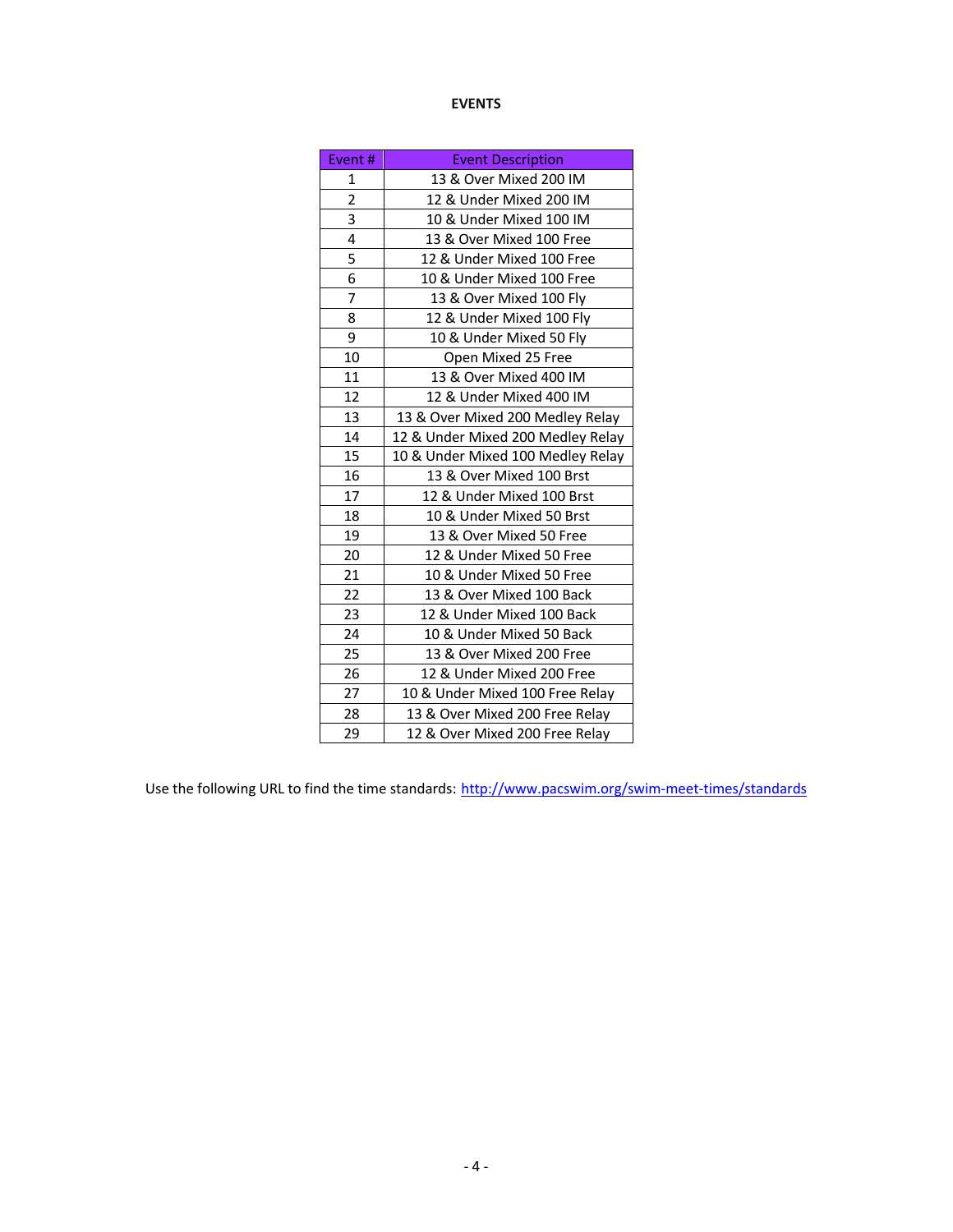# EVENTS

| Event # | Event Description |
| --- | --- |
| 1 | 13 & Over Mixed 200 IM |
| 2 | 12 & Under Mixed 200 IM |
| 3 | 10 & Under Mixed 100 IM |
| 4 | 13 & Over Mixed 100 Free |
| 5 | 12 & Under Mixed 100 Free |
| 6 | 10 & Under Mixed 100 Free |
| 7 | 13 & Over Mixed 100 Fly |
| 8 | 12 & Under Mixed 100 Fly |
| 9 | 10 & Under Mixed 50 Fly |
| 10 | Open Mixed 25 Free |
| 11 | 13 & Over Mixed 400 IM |
| 12 | 12 & Under Mixed 400 IM |
| 13 | 13 & Over Mixed 200 Medley Relay |
| 14 | 12 & Under Mixed 200 Medley Relay |
| 15 | 10 & Under Mixed 100 Medley Relay |
| 16 | 13 & Over Mixed 100 Brst |
| 17 | 12 & Under Mixed 100 Brst |
| 18 | 10 & Under Mixed 50 Brst |
| 19 | 13 & Over Mixed 50 Free |
| 20 | 12 & Under Mixed 50 Free |
| 21 | 10 & Under Mixed 50 Free |
| 22 | 13 & Over Mixed 100 Back |
| 23 | 12 & Under Mixed 100 Back |
| 24 | 10 & Under Mixed 50 Back |
| 25 | 13 & Over Mixed 200 Free |
| 26 | 12 & Under Mixed 200 Free |
| 27 | 10 & Under Mixed 100 Free Relay |
| 28 | 13 & Over Mixed 200 Free Relay |
| 29 | 12 & Over Mixed 200 Free Relay |

Use the following URL to find the time standards: [http://www.pacswim.org/swim-meet-times/standards](http://www.pacswim.org/swim-meet-times/standards)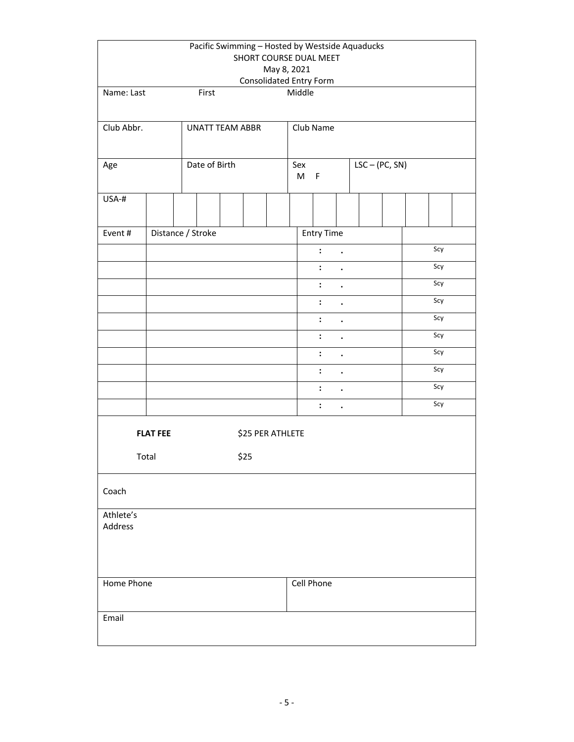Pacific Swimming – Hosted by Westside Aquaducks
SHORT COURSE DUAL MEET
May 8, 2021
Consolidated Entry Form

| Name: Last | First | Middle |
|---|---|---|
| | | |

| Club Abbr. | UNATT TEAM ABBR | Club Name |
|---|---|---|
| | | |

| Age | Date of Birth | Sex M F | LSC – (PC, SN) |
|---|---|---|---|
| | | | |

| USA-# | | | | | | | | | | | | | | |
|---|---|---|---|---|---|---|---|---|---|---|---|---|---|---|

| Event # | Distance / Stroke | Entry Time | |
|---|---|---|---|
| | | : . | Scy |
| | | : . | Scy |
| | | : . | Scy |
| | | : . | Scy |
| | | : . | Scy |
| | | : . | Scy |
| | | : . | Scy |
| | | : . | Scy |
| | | : . | Scy |
| | | : . | Scy |

**FLAT FEE** $25 PER ATHLETE

Total $25

| | |
|---|---|
| Coach | |
| Athlete's Address | |
| Home Phone | Cell Phone |
| Email | |